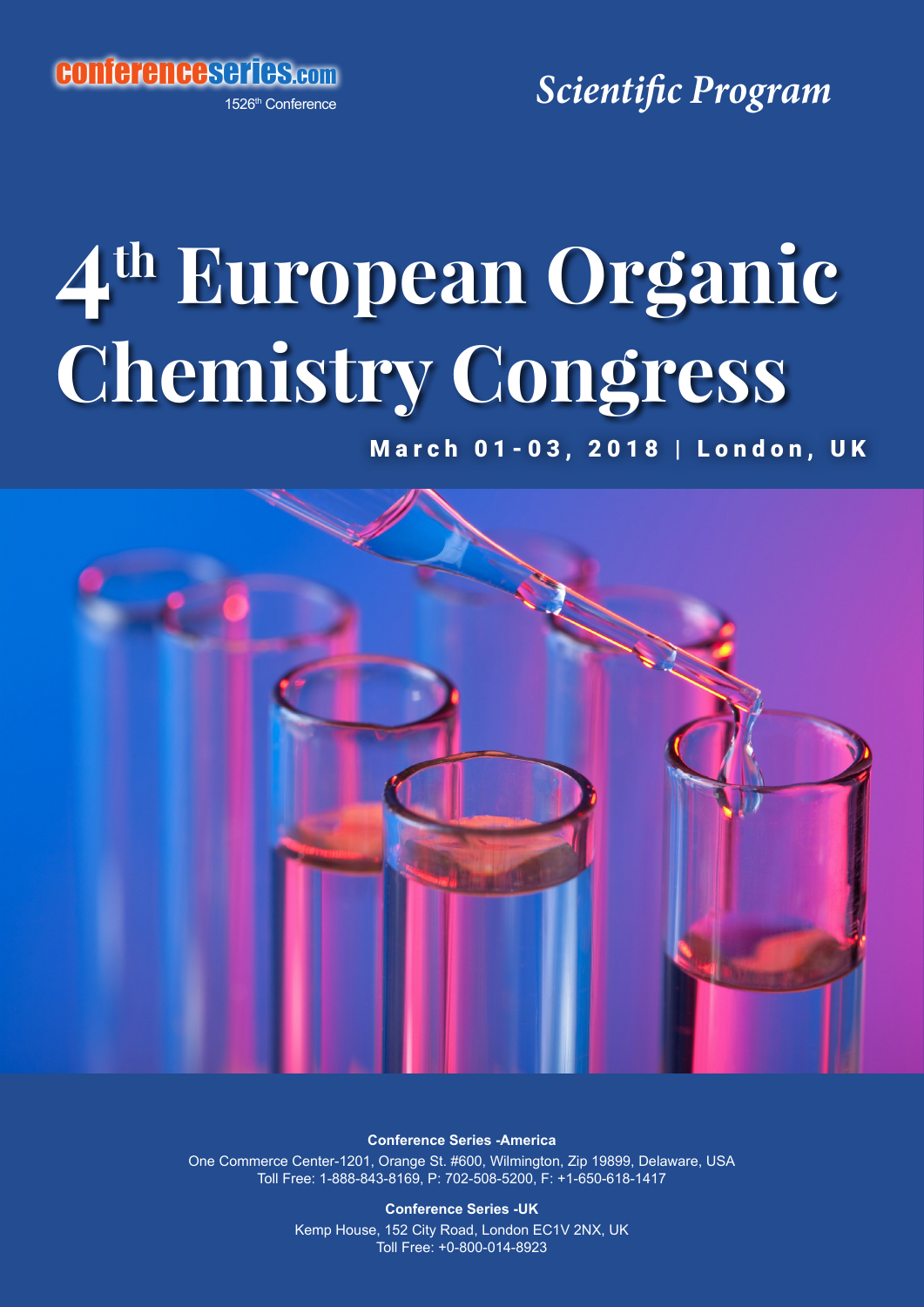conferenceseries.com

1526th Conference

*Scientific Program*

# 4th European Organic Chemistry Congress

**March 01-03, 2018 | London, UK**

**Conference Series -America**

One Commerce Center-1201, Orange St. #600, Wilmington, Zip 19899, Delaware, USA
Toll Free: 1-888-843-8169, P: 702-508-5200, F: +1-650-618-1417

**Conference Series -UK**

Kemp House, 152 City Road, London EC1V 2NX, UK
Toll Free: +0-800-014-8923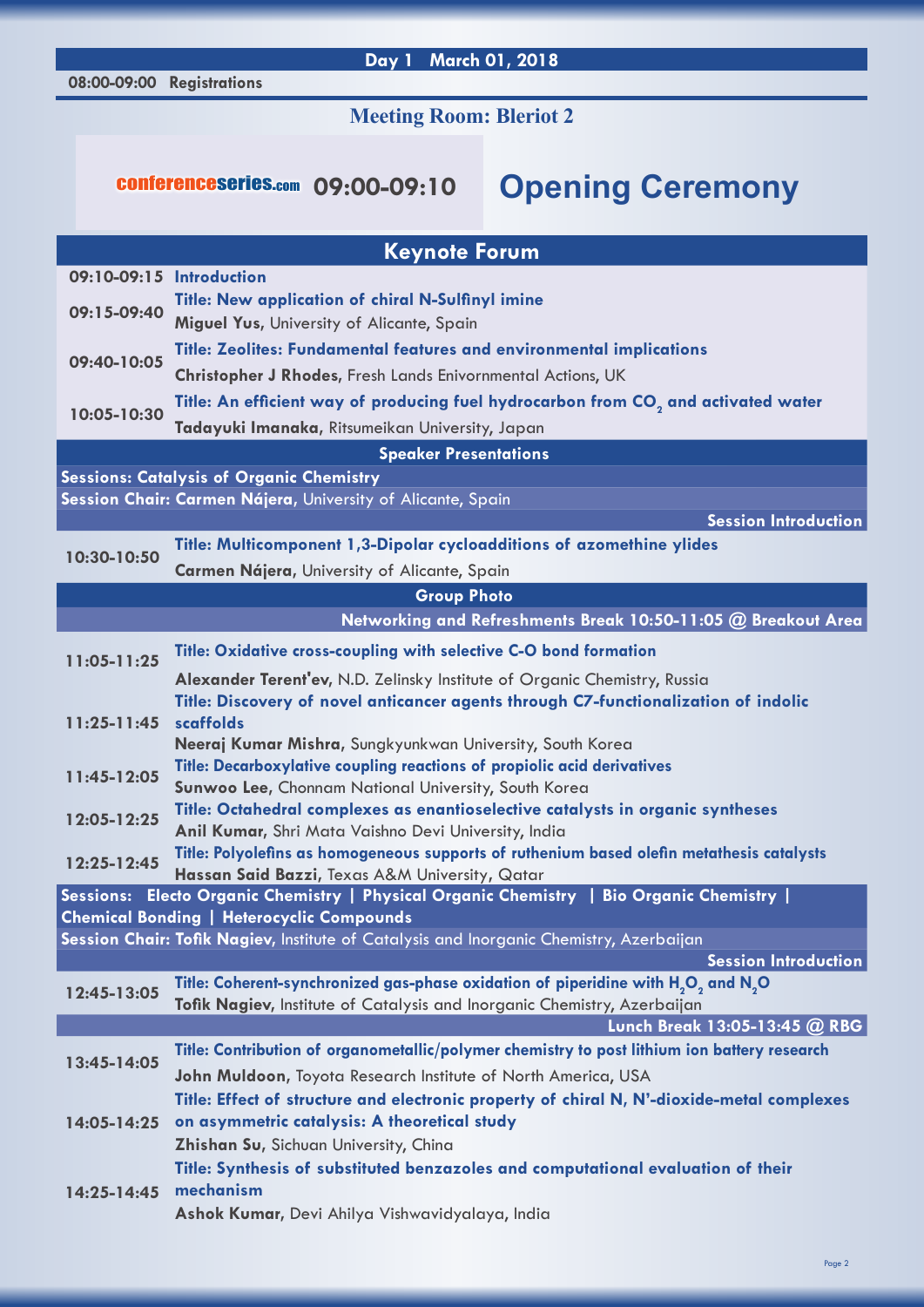## Day 1 March 01, 2018

**08:00-09:00 Registrations**

### Meeting Room: Bleriot 2

conferenceseries.com **09:00-09:10** **Opening Ceremony**

## Keynote Forum

**09:10-09:15 Introduction**

**09:15-09:40**
**Title: New application of chiral N-Sulfinyl imine**
**Miguel Yus**, University of Alicante, Spain

**09:40-10:05**
**Title: Zeolites: Fundamental features and environmental implications**
**Christopher J Rhodes**, Fresh Lands Enivornmental Actions, UK

**10:05-10:30**
**Title: An efficient way of producing fuel hydrocarbon from $CO_2$ and activated water**
**Tadayuki Imanaka**, Ritsumeikan University, Japan

## Speaker Presentations

**Sessions: Catalysis of Organic Chemistry**

**Session Chair: Carmen Nájera**, University of Alicante, Spain

**Session Introduction**

**10:30-10:50**
**Title: Multicomponent 1,3-Dipolar cycloadditions of azomethine ylides**
**Carmen Nájera**, University of Alicante, Spain

**Group Photo**

**Networking and Refreshments Break 10:50-11:05 @ Breakout Area**

**11:05-11:25**
**Title: Oxidative cross-coupling with selective C-O bond formation**
**Alexander Terent'ev**, N.D. Zelinsky Institute of Organic Chemistry, Russia

**11:25-11:45**
**Title: Discovery of novel anticancer agents through C7-functionalization of indolic scaffolds**
**Neeraj Kumar Mishra**, Sungkyunkwan University, South Korea

**11:45-12:05**
**Title: Decarboxylative coupling reactions of propiolic acid derivatives**
**Sunwoo Lee**, Chonnam National University, South Korea

**12:05-12:25**
**Title: Octahedral complexes as enantioselective catalysts in organic syntheses**
**Anil Kumar**, Shri Mata Vaishno Devi University, India

**12:25-12:45**
**Title: Polyolefins as homogeneous supports of ruthenium based olefin metathesis catalysts**
**Hassan Said Bazzi**, Texas A&M University, Qatar

**Sessions: Electo Organic Chemistry | Physical Organic Chemistry | Bio Organic Chemistry | Chemical Bonding | Heterocyclic Compounds**

**Session Chair: Tofik Nagiev**, Institute of Catalysis and Inorganic Chemistry, Azerbaijan

**Session Introduction**

**12:45-13:05**
**Title: Coherent-synchronized gas-phase oxidation of piperidine with $H_2O_2$ and $N_2O$**
**Tofik Nagiev**, Institute of Catalysis and Inorganic Chemistry, Azerbaijan

**Lunch Break 13:05-13:45 @ RBG**

**13:45-14:05**
**Title: Contribution of organometallic/polymer chemistry to post lithium ion battery research**
**John Muldoon**, Toyota Research Institute of North America, USA

**14:05-14:25**
**Title: Effect of structure and electronic property of chiral N, N'-dioxide-metal complexes on asymmetric catalysis: A theoretical study**
**Zhishan Su**, Sichuan University, China

**14:25-14:45**
**Title: Synthesis of substituted benzazoles and computational evaluation of their mechanism**
**Ashok Kumar**, Devi Ahilya Vishwavidyalaya, India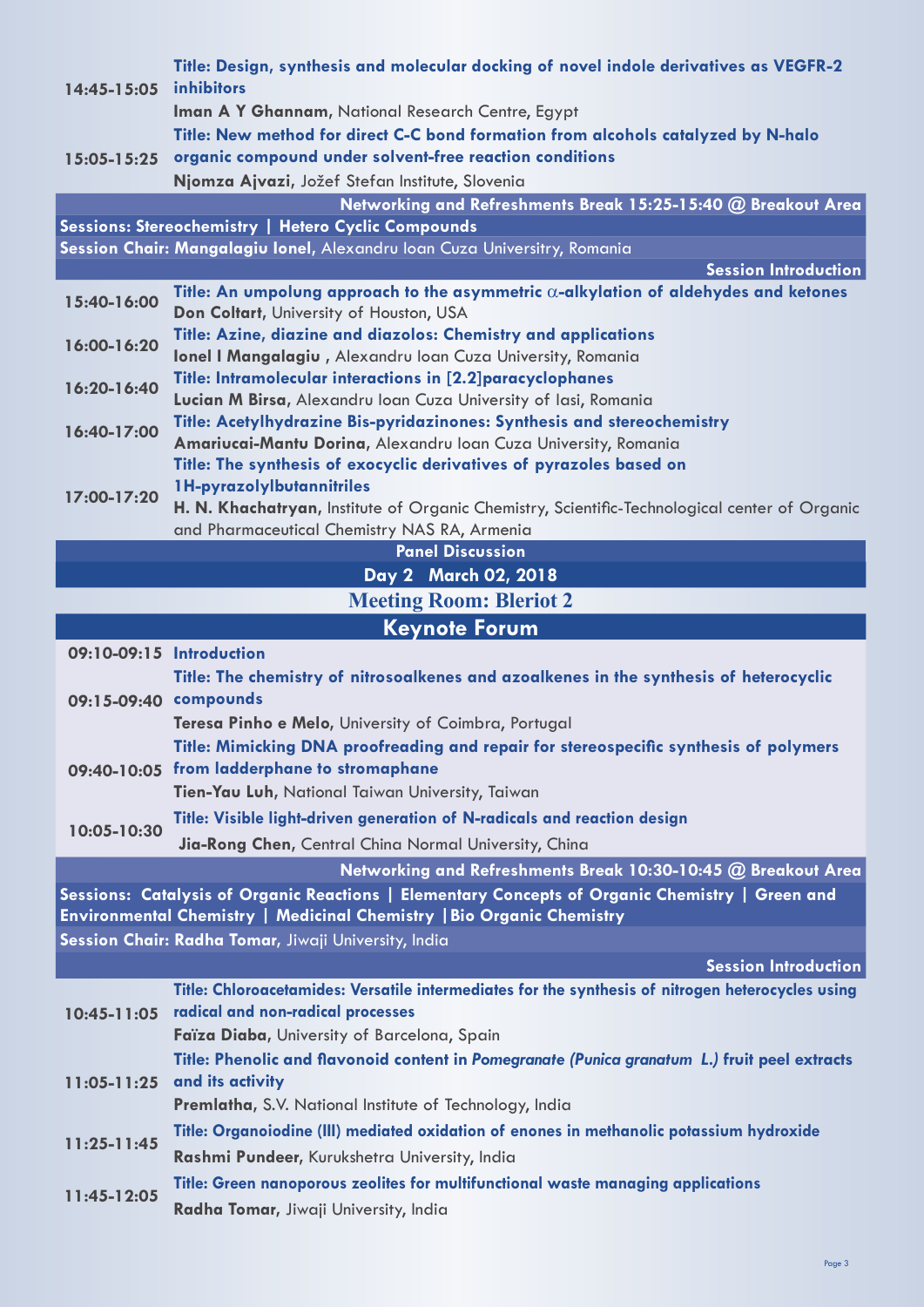**14:45-15:05** **Title: Design, synthesis and molecular docking of novel indole derivatives as VEGFR-2 inhibitors**
**Iman A Y Ghannam**, National Research Centre, Egypt

**15:05-15:25** **Title: New method for direct C-C bond formation from alcohols catalyzed by N-halo organic compound under solvent-free reaction conditions**
**Njomza Ajvazi**, Jožef Stefan Institute, Slovenia

**Networking and Refreshments Break 15:25-15:40 @ Breakout Area**

**Sessions: Stereochemistry | Hetero Cyclic Compounds**

**Session Chair: Mangalagiu Ionel**, Alexandru Ioan Cuza Universitry, Romania

**Session Introduction**

**15:40-16:00** **Title: An umpolung approach to the asymmetric $\alpha$-alkylation of aldehydes and ketones**
**Don Coltart**, University of Houston, USA

**16:00-16:20** **Title: Azine, diazine and diazolos: Chemistry and applications**
**Ionel I Mangalagiu** , Alexandru Ioan Cuza University, Romania

**16:20-16:40** **Title: Intramolecular interactions in [2.2]paracyclophanes**
**Lucian M Birsa**, Alexandru Ioan Cuza University of Iasi, Romania

**16:40-17:00** **Title: Acetylhydrazine Bis-pyridazinones: Synthesis and stereochemistry**
**Amariucai-Mantu Dorina**, Alexandru Ioan Cuza University, Romania

**17:00-17:20** **Title: The synthesis of exocyclic derivatives of pyrazoles based on 1H-pyrazolylbutannitriles**
**H. N. Khachatryan**, Institute of Organic Chemistry, Scientific-Technological center of Organic and Pharmaceutical Chemistry NAS RA, Armenia

**Panel Discussion**

## Day 2 March 02, 2018

### Meeting Room: Bleriot 2

## Keynote Forum

**09:10-09:15** **Introduction**

**09:15-09:40** **Title: The chemistry of nitrosoalkenes and azoalkenes in the synthesis of heterocyclic compounds**
**Teresa Pinho e Melo**, University of Coimbra, Portugal

**09:40-10:05** **Title: Mimicking DNA proofreading and repair for stereospecific synthesis of polymers from ladderphane to stromaphane**
**Tien-Yau Luh**, National Taiwan University, Taiwan

**10:05-10:30** **Title: Visible light-driven generation of N-radicals and reaction design**
**Jia-Rong Chen**, Central China Normal University, China

**Networking and Refreshments Break 10:30-10:45 @ Breakout Area**

**Sessions: Catalysis of Organic Reactions | Elementary Concepts of Organic Chemistry | Green and Environmental Chemistry | Medicinal Chemistry | Bio Organic Chemistry**

**Session Chair: Radha Tomar**, Jiwaji University, India

**Session Introduction**

**10:45-11:05** **Title: Chloroacetamides: Versatile intermediates for the synthesis of nitrogen heterocycles using radical and non-radical processes**
**Faïza Diaba**, University of Barcelona, Spain

**11:05-11:25** **Title: Phenolic and flavonoid content in *Pomegranate (Punica granatum L.)* fruit peel extracts and its activity**
**Premlatha**, S.V. National Institute of Technology, India

**11:25-11:45** **Title: Organoiodine (III) mediated oxidation of enones in methanolic potassium hydroxide**
**Rashmi Pundeer**, Kurukshetra University, India

**11:45-12:05** **Title: Green nanoporous zeolites for multifunctional waste managing applications**
**Radha Tomar**, Jiwaji University, India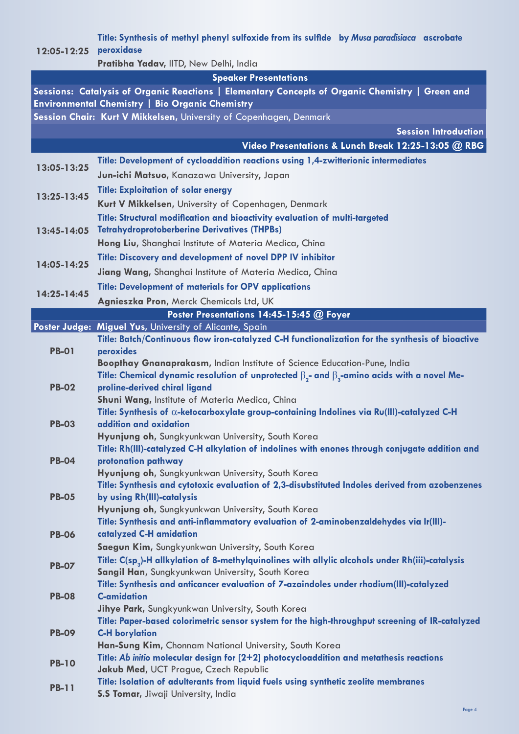| | |
|---|---|
| 12:05-12:25 | **Title: Synthesis of methyl phenyl sulfoxide from its sulfide by *Musa paradisiaca* ascrobate peroxidase**<br>**Pratibha Yadav**, IITD, New Delhi, India |

## Speaker Presentations

**Sessions: Catalysis of Organic Reactions | Elementary Concepts of Organic Chemistry | Green and Environmental Chemistry | Bio Organic Chemistry**

**Session Chair: Kurt V Mikkelsen**, University of Copenhagen, Denmark

**Session Introduction**

**Video Presentations & Lunch Break 12:25-13:05 @ RBG**

| | |
|---|---|
| 13:05-13:25 | **Title: Development of cycloaddition reactions using 1,4-zwitterionic intermediates**<br>**Jun-ichi Matsuo**, Kanazawa University, Japan |
| 13:25-13:45 | **Title: Exploitation of solar energy**<br>**Kurt V Mikkelsen**, University of Copenhagen, Denmark |
| 13:45-14:05 | **Title: Structural modification and bioactivity evaluation of multi-targeted Tetrahydroprotoberberine Derivatives (THPBs)**<br>**Hong Liu**, Shanghai Institute of Materia Medica, China |
| 14:05-14:25 | **Title: Discovery and development of novel DPP IV inhibitor**<br>**Jiang Wang**, Shanghai Institute of Materia Medica, China |
| 14:25-14:45 | **Title: Development of materials for OPV applications**<br>**Agnieszka Pron**, Merck Chemicals Ltd, UK |

## Poster Presentations 14:45-15:45 @ Foyer

**Poster Judge: Miguel Yus**, University of Alicante, Spain

| | |
|---|---|
| PB-01 | **Title: Batch/Continuous flow iron-catalyzed C-H functionalization for the synthesis of bioactive peroxides**<br>**Boopthay Gnanaprakasm**, Indian Institute of Science Education-Pune, India |
| PB-02 | **Title: Chemical dynamic resolution of unprotected $\beta_2$- and $\beta_3$-amino acids with a novel Me-proline-derived chiral ligand**<br>**Shuni Wang**, Institute of Materia Medica, China |
| PB-03 | **Title: Synthesis of $\alpha$-ketocarboxylate group-containing Indolines via Ru(III)-catalyzed C-H addition and oxidation**<br>**Hyunjung oh**, Sungkyunkwan University, South Korea |
| PB-04 | **Title: Rh(III)-catalyzed C-H alkylation of indolines with enones through conjugate addition and protonation pathway**<br>**Hyunjung oh**, Sungkyunkwan University, South Korea |
| PB-05 | **Title: Synthesis and cytotoxic evaluation of 2,3-disubstituted Indoles derived from azobenzenes by using Rh(III)-catalysis**<br>**Hyunjung oh**, Sungkyunkwan University, South Korea |
| PB-06 | **Title: Synthesis and anti-inflammatory evaluation of 2-aminobenzaldehydes via Ir(III)-catalyzed C-H amidation**<br>**Saegun Kim**, Sungkyunkwan University, South Korea |
| PB-07 | **Title: C($sp_3$)-H allkylation of 8-methylquinolines with allylic alcohols under Rh(iii)-catalysis**<br>**Sangil Han**, Sungkyunkwan University, South Korea |
| PB-08 | **Title: Synthesis and anticancer evaluation of 7-azaindoles under rhodium(III)-catalyzed C-amidation**<br>**Jihye Park**, Sungkyunkwan University, South Korea |
| PB-09 | **Title: Paper-based colorimetric sensor system for the high-throughput screening of IR-catalyzed C-H borylation**<br>**Han-Sung Kim**, Chonnam National University, South Korea |
| PB-10 | **Title: *Ab initio* molecular design for [2+2] photocycloaddition and metathesis reactions**<br>**Jakub Med**, UCT Prague, Czech Republic |
| PB-11 | **Title: Isolation of adulterants from liquid fuels using synthetic zeolite membranes**<br>**S.S Tomar**, Jiwaji University, India |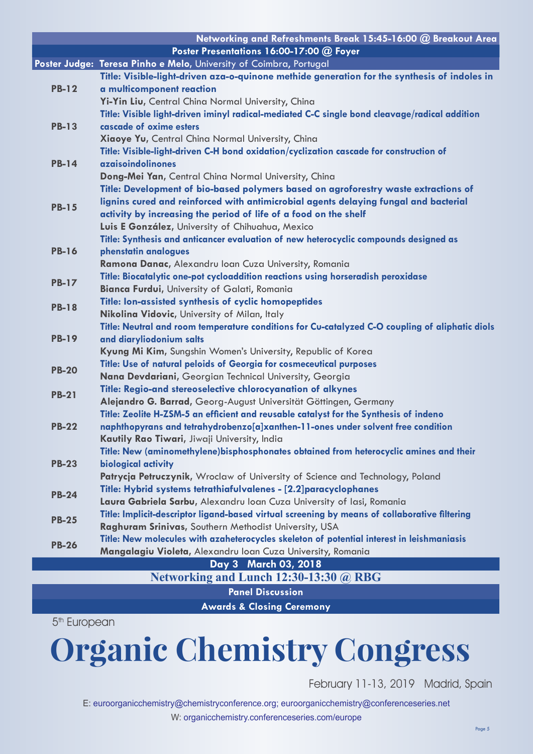**Networking and Refreshments Break 15:45-16:00 @ Breakout Area**

**Poster Presentations 16:00-17:00 @ Foyer**

**Poster Judge: Teresa Pinho e Melo,** University of Coimbra, Portugal

| | |
|---|---|
| **PB-12** | **Title: Visible-light-driven aza-o-quinone methide generation for the synthesis of indoles in a multicomponent reaction**<br>**Yi-Yin Liu,** Central China Normal University, China |
| **PB-13** | **Title: Visible light-driven iminyl radical-mediated C-C single bond cleavage/radical addition cascade of oxime esters**<br>**Xiaoye Yu,** Central China Normal University, China |
| **PB-14** | **Title: Visible-light-driven C-H bond oxidation/cyclization cascade for construction of azaisoindolinones**<br>**Dong-Mei Yan,** Central China Normal University, China |
| **PB-15** | **Title: Development of bio-based polymers based on agroforestry waste extractions of lignins cured and reinforced with antimicrobial agents delaying fungal and bacterial activity by increasing the period of life of a food on the shelf**<br>**Luis E González,** University of Chihuahua, Mexico |
| **PB-16** | **Title: Synthesis and anticancer evaluation of new heterocyclic compounds designed as phenstatin analogues**<br>**Ramona Danac,** Alexandru Ioan Cuza University, Romania |
| **PB-17** | **Title: Biocatalytic one-pot cycloaddition reactions using horseradish peroxidase**<br>**Bianca Furdui,** University of Galati, Romania |
| **PB-18** | **Title: Ion-assisted synthesis of cyclic homopeptides**<br>**Nikolina Vidovic,** University of Milan, Italy |
| **PB-19** | **Title: Neutral and room temperature conditions for Cu-catalyzed C-O coupling of aliphatic diols and diaryliodonium salts**<br>**Kyung Mi Kim,** Sungshin Women's University, Republic of Korea |
| **PB-20** | **Title: Use of natural peloids of Georgia for cosmeceutical purposes**<br>**Nana Devdariani,** Georgian Technical University, Georgia |
| **PB-21** | **Title: Regio-and stereoselective chlorocyanation of alkynes**<br>**Alejandro G. Barrad,** Georg-August Universität Göttingen, Germany |
| **PB-22** | **Title: Zeolite H-ZSM-5 an efficient and reusable catalyst for the Synthesis of indeno naphthopyrans and tetrahydrobenzo[a]xanthen-11-ones under solvent free condition**<br>**Kautily Rao Tiwari,** Jiwaji University, India |
| **PB-23** | **Title: New (aminomethylene)bisphosphonates obtained from heterocyclic amines and their biological activity**<br>**Patrycja Petruczynik,** Wroclaw of University of Science and Technology, Poland |
| **PB-24** | **Title: Hybrid systems tetrathiafulvalenes - [2.2]paracyclophanes**<br>**Laura Gabriela Sarbu,** Alexandru Ioan Cuza University of Iasi, Romania |
| **PB-25** | **Title: Implicit-descriptor ligand-based virtual screening by means of collaborative filtering**<br>**Raghuram Srinivas,** Southern Methodist University, USA |
| **PB-26** | **Title: New molecules with azaheterocycles skeleton of potential interest in leishmaniasis**<br>**Mangalagiu Violeta,** Alexandru Ioan Cuza University, Romania |

## Day 3 March 03, 2018

**Networking and Lunch 12:30-13:30 @ RBG**

**Panel Discussion**

**Awards & Closing Ceremony**

5th European

# Organic Chemistry Congress

February 11-13, 2019 Madrid, Spain

E: euroorganicchemistry@chemistryconference.org; euroorganicchemistry@conferenceseries.net

W: organicchemistry.conferenceseries.com/europe